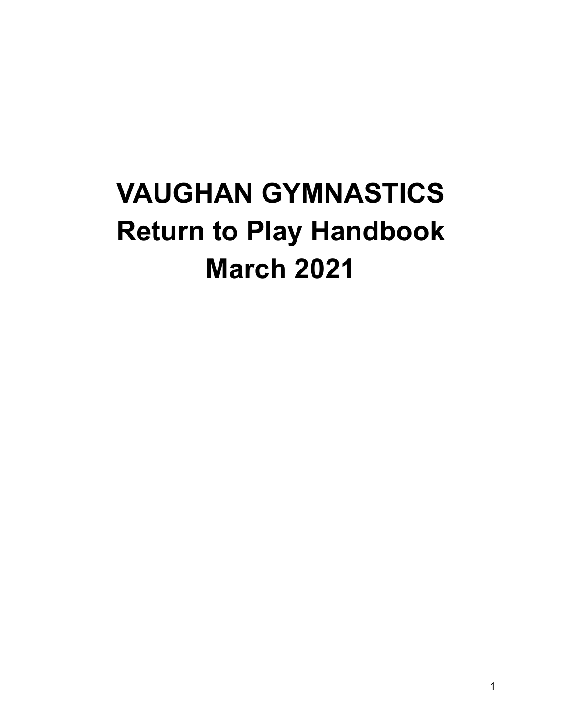# VAUGHAN GYMNASTICS
# Return to Play Handbook
# March 2021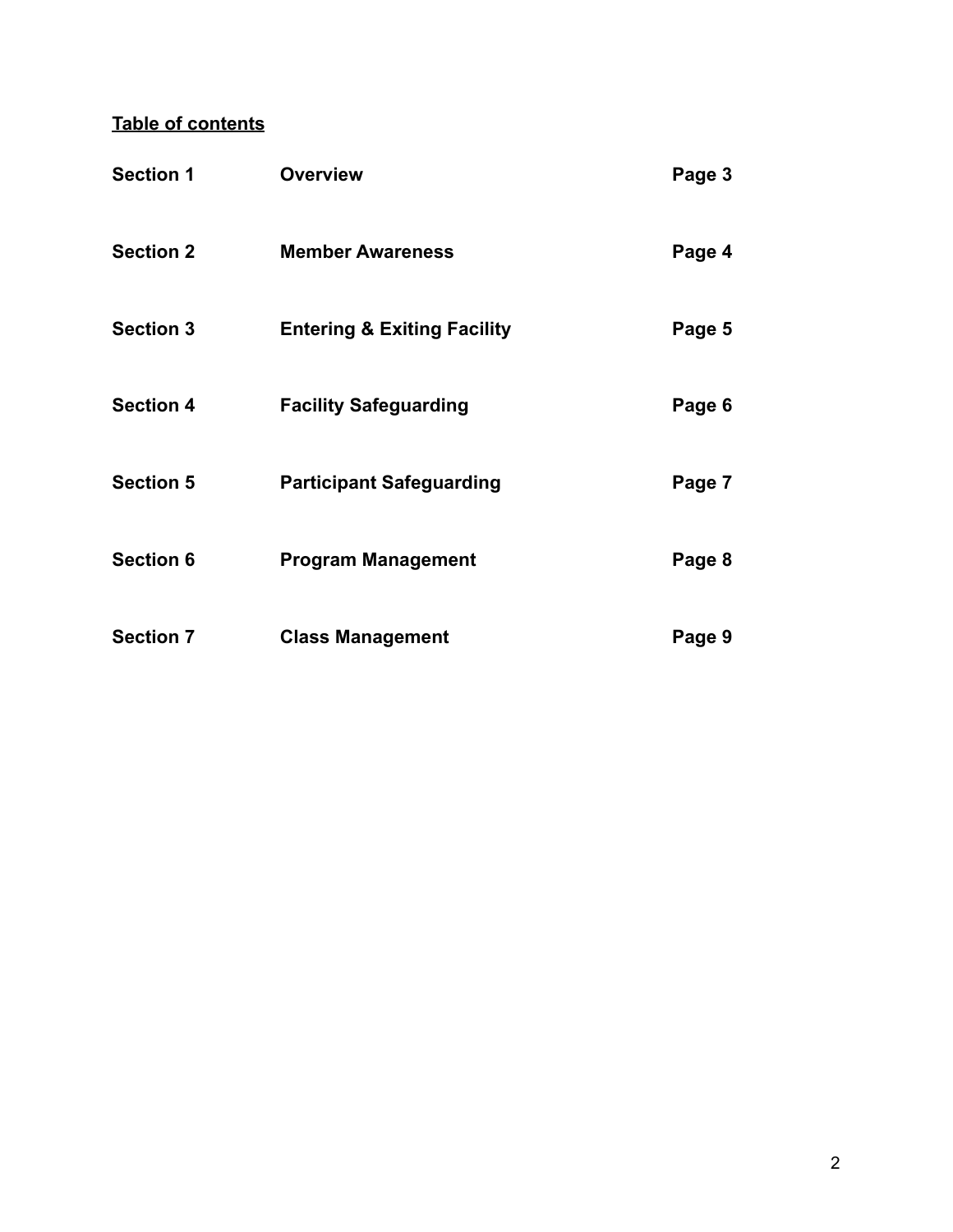**Table of contents**

| | | |
|---|---|---|
| **Section 1** | **Overview** | **Page 3** |
| **Section 2** | **Member Awareness** | **Page 4** |
| **Section 3** | **Entering & Exiting Facility** | **Page 5** |
| **Section 4** | **Facility Safeguarding** | **Page 6** |
| **Section 5** | **Participant Safeguarding** | **Page 7** |
| **Section 6** | **Program Management** | **Page 8** |
| **Section 7** | **Class Management** | **Page 9** |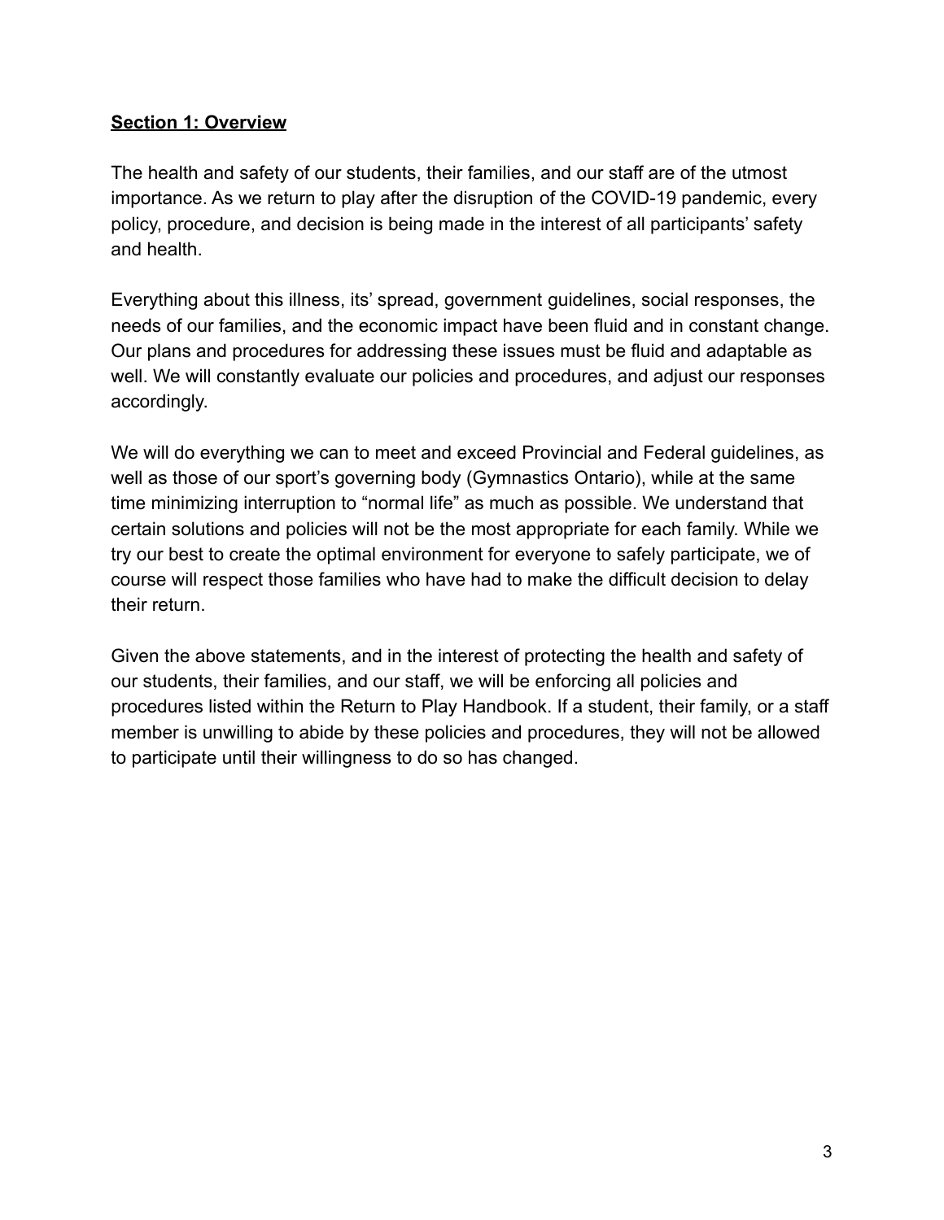## Section 1: Overview

The health and safety of our students, their families, and our staff are of the utmost importance. As we return to play after the disruption of the COVID-19 pandemic, every policy, procedure, and decision is being made in the interest of all participants' safety and health.

Everything about this illness, its' spread, government guidelines, social responses, the needs of our families, and the economic impact have been fluid and in constant change. Our plans and procedures for addressing these issues must be fluid and adaptable as well. We will constantly evaluate our policies and procedures, and adjust our responses accordingly.

We will do everything we can to meet and exceed Provincial and Federal guidelines, as well as those of our sport's governing body (Gymnastics Ontario), while at the same time minimizing interruption to "normal life" as much as possible. We understand that certain solutions and policies will not be the most appropriate for each family. While we try our best to create the optimal environment for everyone to safely participate, we of course will respect those families who have had to make the difficult decision to delay their return.

Given the above statements, and in the interest of protecting the health and safety of our students, their families, and our staff, we will be enforcing all policies and procedures listed within the Return to Play Handbook. If a student, their family, or a staff member is unwilling to abide by these policies and procedures, they will not be allowed to participate until their willingness to do so has changed.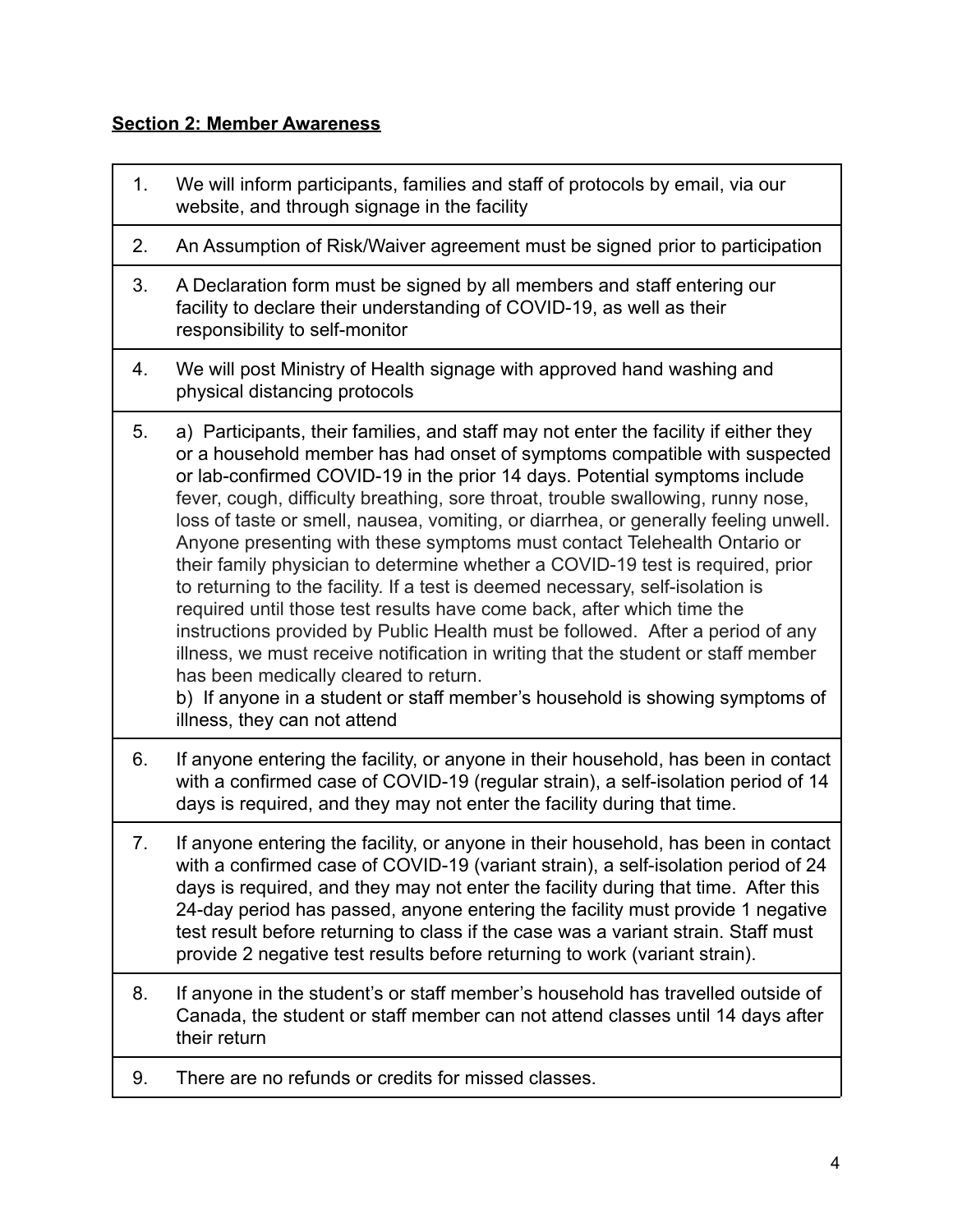**Section 2: Member Awareness**

| | |
|---|---|
| 1. | We will inform participants, families and staff of protocols by email, via our website, and through signage in the facility |
| 2. | An Assumption of Risk/Waiver agreement must be signed prior to participation |
| 3. | A Declaration form must be signed by all members and staff entering our facility to declare their understanding of COVID-19, as well as their responsibility to self-monitor |
| 4. | We will post Ministry of Health signage with approved hand washing and physical distancing protocols |
| 5. | a) Participants, their families, and staff may not enter the facility if either they or a household member has had onset of symptoms compatible with suspected or lab-confirmed COVID-19 in the prior 14 days. Potential symptoms include fever, cough, difficulty breathing, sore throat, trouble swallowing, runny nose, loss of taste or smell, nausea, vomiting, or diarrhea, or generally feeling unwell. Anyone presenting with these symptoms must contact Telehealth Ontario or their family physician to determine whether a COVID-19 test is required, prior to returning to the facility. If a test is deemed necessary, self-isolation is required until those test results have come back, after which time the instructions provided by Public Health must be followed. After a period of any illness, we must receive notification in writing that the student or staff member has been medically cleared to return.<br>b) If anyone in a student or staff member's household is showing symptoms of illness, they can not attend |
| 6. | If anyone entering the facility, or anyone in their household, has been in contact with a confirmed case of COVID-19 (regular strain), a self-isolation period of 14 days is required, and they may not enter the facility during that time. |
| 7. | If anyone entering the facility, or anyone in their household, has been in contact with a confirmed case of COVID-19 (variant strain), a self-isolation period of 24 days is required, and they may not enter the facility during that time. After this 24-day period has passed, anyone entering the facility must provide 1 negative test result before returning to class if the case was a variant strain. Staff must provide 2 negative test results before returning to work (variant strain). |
| 8. | If anyone in the student's or staff member's household has travelled outside of Canada, the student or staff member can not attend classes until 14 days after their return |
| 9. | There are no refunds or credits for missed classes. |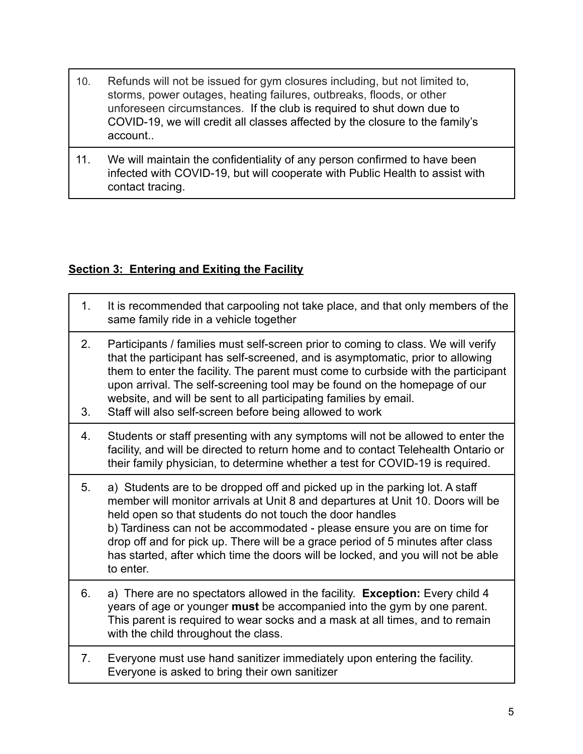| | |
|---|---|
| 10. | Refunds will not be issued for gym closures including, but not limited to, storms, power outages, heating failures, outbreaks, floods, or other unforeseen circumstances. If the club is required to shut down due to COVID-19, we will credit all classes affected by the closure to the family's account.. |
| 11. | We will maintain the confidentiality of any person confirmed to have been infected with COVID-19, but will cooperate with Public Health to assist with contact tracing. |

## **Section 3: Entering and Exiting the Facility**

| | |
|---|---|
| 1. | It is recommended that carpooling not take place, and that only members of the same family ride in a vehicle together |
| 2.<br><br>3. | Participants / families must self-screen prior to coming to class. We will verify that the participant has self-screened, and is asymptomatic, prior to allowing them to enter the facility. The parent must come to curbside with the participant upon arrival. The self-screening tool may be found on the homepage of our website, and will be sent to all participating families by email.<br>Staff will also self-screen before being allowed to work |
| 4. | Students or staff presenting with any symptoms will not be allowed to enter the facility, and will be directed to return home and to contact Telehealth Ontario or their family physician, to determine whether a test for COVID-19 is required. |
| 5. | a) Students are to be dropped off and picked up in the parking lot. A staff member will monitor arrivals at Unit 8 and departures at Unit 10. Doors will be held open so that students do not touch the door handles<br>b) Tardiness can not be accommodated - please ensure you are on time for drop off and for pick up. There will be a grace period of 5 minutes after class has started, after which time the doors will be locked, and you will not be able to enter. |
| 6. | a) There are no spectators allowed in the facility. **Exception:** Every child 4 years of age or younger **must** be accompanied into the gym by one parent. This parent is required to wear socks and a mask at all times, and to remain with the child throughout the class. |
| 7. | Everyone must use hand sanitizer immediately upon entering the facility. Everyone is asked to bring their own sanitizer |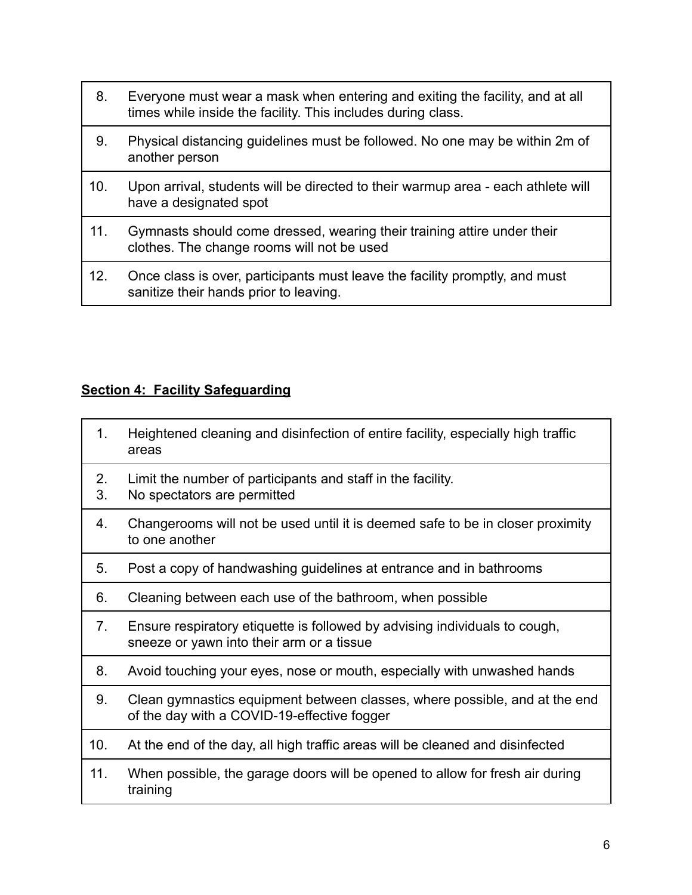| | |
|---|---|
| 8. | Everyone must wear a mask when entering and exiting the facility, and at all times while inside the facility. This includes during class. |
| 9. | Physical distancing guidelines must be followed. No one may be within 2m of another person |
| 10. | Upon arrival, students will be directed to their warmup area - each athlete will have a designated spot |
| 11. | Gymnasts should come dressed, wearing their training attire under their clothes. The change rooms will not be used |
| 12. | Once class is over, participants must leave the facility promptly, and must sanitize their hands prior to leaving. |

## **Section 4: Facility Safeguarding**

| | |
|---|---|
| 1. | Heightened cleaning and disinfection of entire facility, especially high traffic areas |
| 2.<br>3. | Limit the number of participants and staff in the facility.<br>No spectators are permitted |
| 4. | Changerooms will not be used until it is deemed safe to be in closer proximity to one another |
| 5. | Post a copy of handwashing guidelines at entrance and in bathrooms |
| 6. | Cleaning between each use of the bathroom, when possible |
| 7. | Ensure respiratory etiquette is followed by advising individuals to cough, sneeze or yawn into their arm or a tissue |
| 8. | Avoid touching your eyes, nose or mouth, especially with unwashed hands |
| 9. | Clean gymnastics equipment between classes, where possible, and at the end of the day with a COVID-19-effective fogger |
| 10. | At the end of the day, all high traffic areas will be cleaned and disinfected |
| 11. | When possible, the garage doors will be opened to allow for fresh air during training |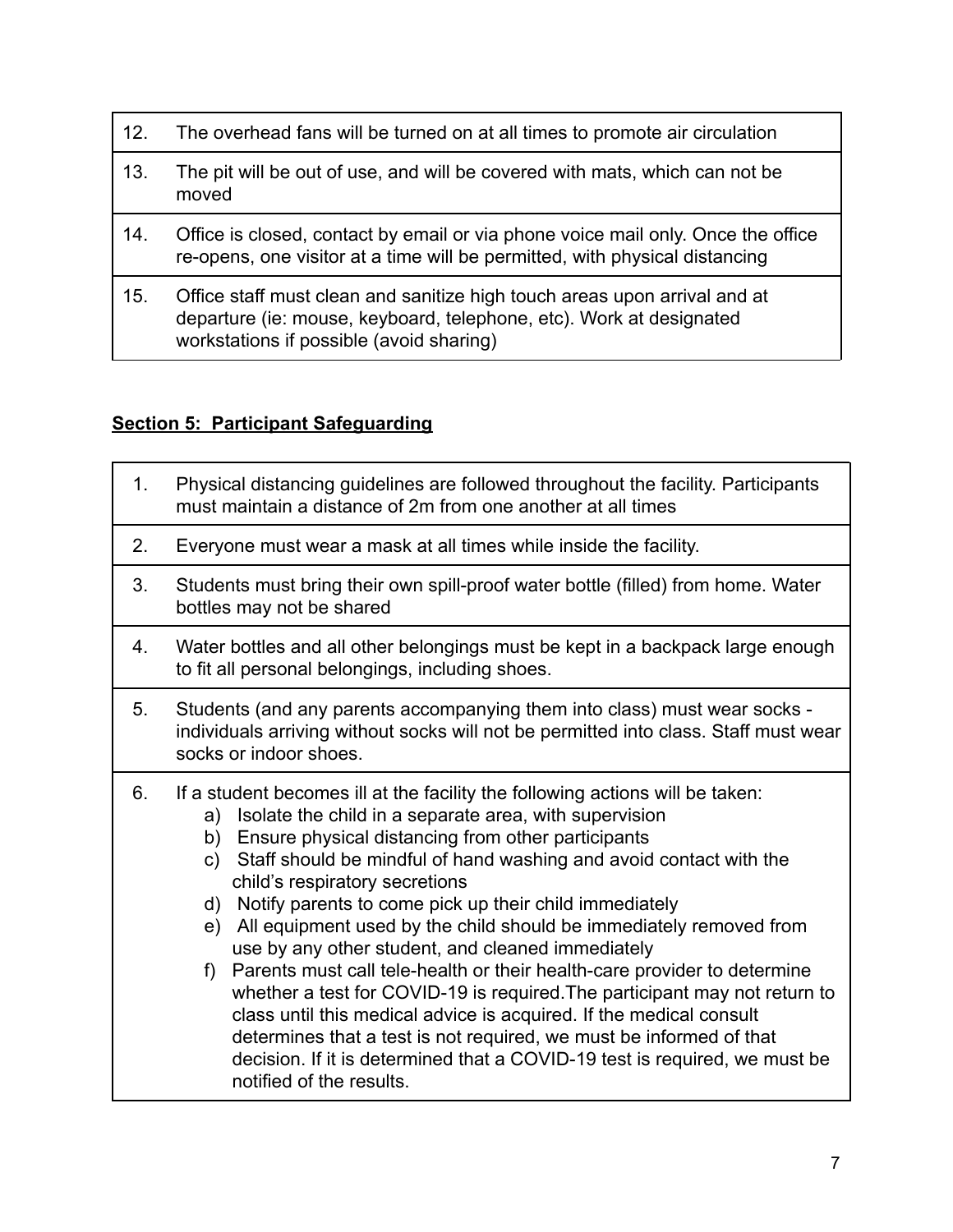| | |
|---|---|
| 12. | The overhead fans will be turned on at all times to promote air circulation |
| 13. | The pit will be out of use, and will be covered with mats, which can not be moved |
| 14. | Office is closed, contact by email or via phone voice mail only. Once the office re-opens, one visitor at a time will be permitted, with physical distancing |
| 15. | Office staff must clean and sanitize high touch areas upon arrival and at departure (ie: mouse, keyboard, telephone, etc). Work at designated workstations if possible (avoid sharing) |

## **Section 5: Participant Safeguarding**

| | |
|---|---|
| 1. | Physical distancing guidelines are followed throughout the facility. Participants must maintain a distance of 2m from one another at all times |
| 2. | Everyone must wear a mask at all times while inside the facility. |
| 3. | Students must bring their own spill-proof water bottle (filled) from home. Water bottles may not be shared |
| 4. | Water bottles and all other belongings must be kept in a backpack large enough to fit all personal belongings, including shoes. |
| 5. | Students (and any parents accompanying them into class) must wear socks - individuals arriving without socks will not be permitted into class. Staff must wear socks or indoor shoes. |
| 6. | If a student becomes ill at the facility the following actions will be taken:<br>a) Isolate the child in a separate area, with supervision<br>b) Ensure physical distancing from other participants<br>c) Staff should be mindful of hand washing and avoid contact with the child's respiratory secretions<br>d) Notify parents to come pick up their child immediately<br>e) All equipment used by the child should be immediately removed from use by any other student, and cleaned immediately<br>f) Parents must call tele-health or their health-care provider to determine whether a test for COVID-19 is required.The participant may not return to class until this medical advice is acquired. If the medical consult determines that a test is not required, we must be informed of that decision. If it is determined that a COVID-19 test is required, we must be notified of the results. |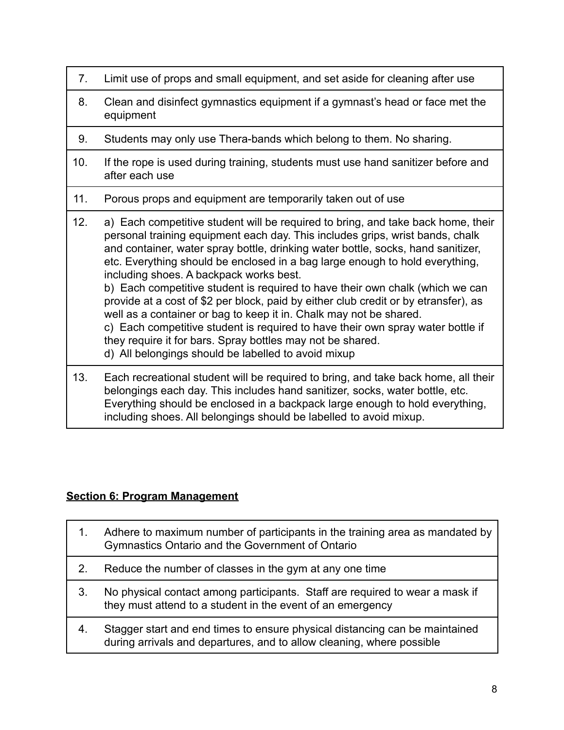| | |
|---|---|
| 7. | Limit use of props and small equipment, and set aside for cleaning after use |
| 8. | Clean and disinfect gymnastics equipment if a gymnast's head or face met the equipment |
| 9. | Students may only use Thera-bands which belong to them. No sharing. |
| 10. | If the rope is used during training, students must use hand sanitizer before and after each use |
| 11. | Porous props and equipment are temporarily taken out of use |
| 12. | a) Each competitive student will be required to bring, and take back home, their personal training equipment each day. This includes grips, wrist bands, chalk and container, water spray bottle, drinking water bottle, socks, hand sanitizer, etc. Everything should be enclosed in a bag large enough to hold everything, including shoes. A backpack works best.<br>b) Each competitive student is required to have their own chalk (which we can provide at a cost of $2 per block, paid by either club credit or by etransfer), as well as a container or bag to keep it in. Chalk may not be shared.<br>c) Each competitive student is required to have their own spray water bottle if they require it for bars. Spray bottles may not be shared.<br>d) All belongings should be labelled to avoid mixup |
| 13. | Each recreational student will be required to bring, and take back home, all their belongings each day. This includes hand sanitizer, socks, water bottle, etc. Everything should be enclosed in a backpack large enough to hold everything, including shoes. All belongings should be labelled to avoid mixup. |

**Section 6: Program Management**

| | |
|---|---|
| 1. | Adhere to maximum number of participants in the training area as mandated by Gymnastics Ontario and the Government of Ontario |
| 2. | Reduce the number of classes in the gym at any one time |
| 3. | No physical contact among participants. Staff are required to wear a mask if they must attend to a student in the event of an emergency |
| 4. | Stagger start and end times to ensure physical distancing can be maintained during arrivals and departures, and to allow cleaning, where possible |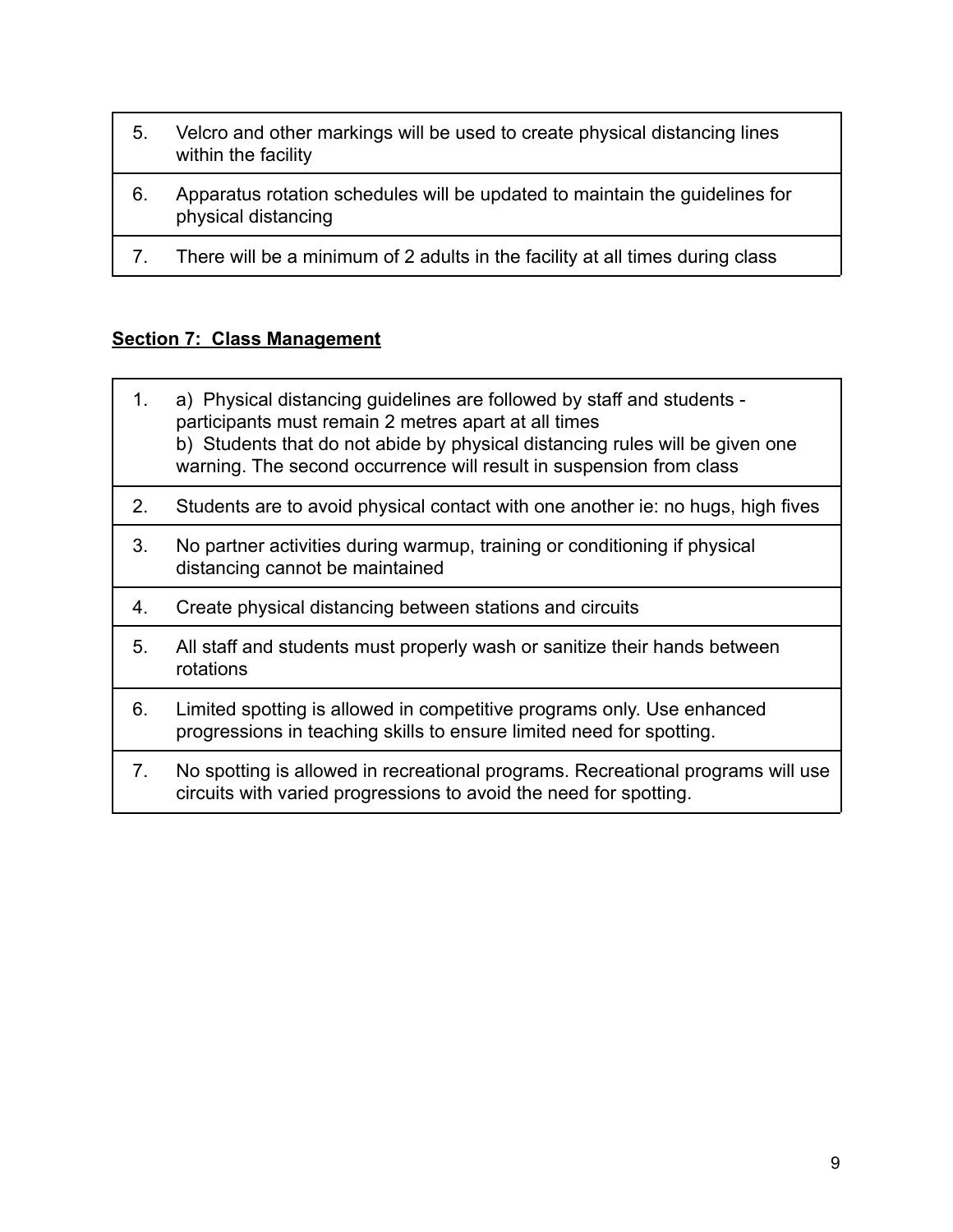| | |
|---|---|
| 5. | Velcro and other markings will be used to create physical distancing lines within the facility |
| 6. | Apparatus rotation schedules will be updated to maintain the guidelines for physical distancing |
| 7. | There will be a minimum of 2 adults in the facility at all times during class |

**Section 7: Class Management**

| | |
|---|---|
| 1. | a) Physical distancing guidelines are followed by staff and students - participants must remain 2 metres apart at all times<br>b) Students that do not abide by physical distancing rules will be given one warning. The second occurrence will result in suspension from class |
| 2. | Students are to avoid physical contact with one another ie: no hugs, high fives |
| 3. | No partner activities during warmup, training or conditioning if physical distancing cannot be maintained |
| 4. | Create physical distancing between stations and circuits |
| 5. | All staff and students must properly wash or sanitize their hands between rotations |
| 6. | Limited spotting is allowed in competitive programs only. Use enhanced progressions in teaching skills to ensure limited need for spotting. |
| 7. | No spotting is allowed in recreational programs. Recreational programs will use circuits with varied progressions to avoid the need for spotting. |